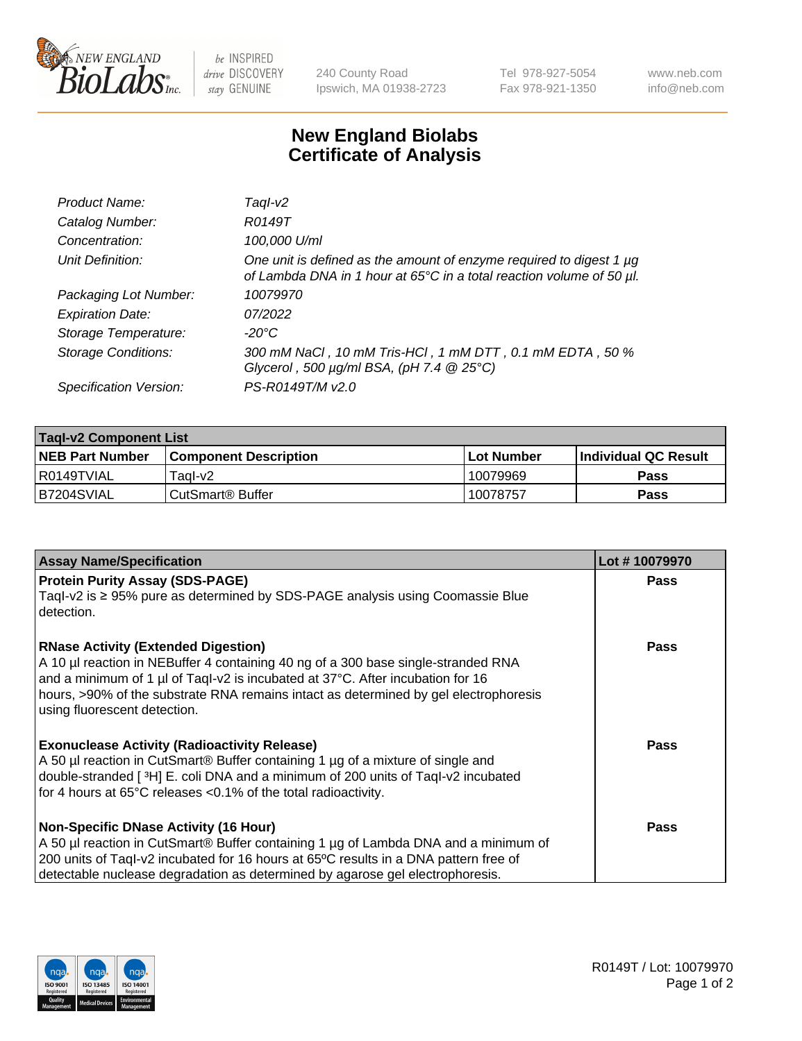New England BioLabs Inc. — be INSPIRED drive DISCOVERY stay GENUINE

240 County Road
Ipswich, MA 01938-2723

Tel 978-927-5054
Fax 978-921-1350

www.neb.com
info@neb.com

# New England Biolabs
# Certificate of Analysis

| | |
|---|---|
| *Product Name:* | *TaqI-v2* |
| *Catalog Number:* | *R0149T* |
| *Concentration:* | *100,000 U/ml* |
| *Unit Definition:* | *One unit is defined as the amount of enzyme required to digest 1 µg of Lambda DNA in 1 hour at 65°C in a total reaction volume of 50 µl.* |
| *Packaging Lot Number:* | *10079970* |
| *Expiration Date:* | *07/2022* |
| *Storage Temperature:* | *-20°C* |
| *Storage Conditions:* | *300 mM NaCl , 10 mM Tris-HCl , 1 mM DTT , 0.1 mM EDTA , 50 % Glycerol , 500 µg/ml BSA, (pH 7.4 @ 25°C)* |
| *Specification Version:* | *PS-R0149T/M v2.0* |

| **TaqI-v2 Component List** | | | |
|---|---|---|---|
| **NEB Part Number** | **Component Description** | **Lot Number** | **Individual QC Result** |
| R0149TVIAL | TaqI-v2 | 10079969 | **Pass** |
| B7204SVIAL | CutSmart® Buffer | 10078757 | **Pass** |

| **Assay Name/Specification** | **Lot # 10079970** |
|---|---|
| **Protein Purity Assay (SDS-PAGE)**<br>TaqI-v2 is ≥ 95% pure as determined by SDS-PAGE analysis using Coomassie Blue detection. | **Pass** |
| **RNase Activity (Extended Digestion)**<br>A 10 µl reaction in NEBuffer 4 containing 40 ng of a 300 base single-stranded RNA and a minimum of 1 µl of TaqI-v2 is incubated at 37°C. After incubation for 16 hours, >90% of the substrate RNA remains intact as determined by gel electrophoresis using fluorescent detection. | **Pass** |
| **Exonuclease Activity (Radioactivity Release)**<br>A 50 µl reaction in CutSmart® Buffer containing 1 µg of a mixture of single and double-stranded [ $^3$H] E. coli DNA and a minimum of 200 units of TaqI-v2 incubated for 4 hours at 65°C releases <0.1% of the total radioactivity. | **Pass** |
| **Non-Specific DNase Activity (16 Hour)**<br>A 50 µl reaction in CutSmart® Buffer containing 1 µg of Lambda DNA and a minimum of 200 units of TaqI-v2 incubated for 16 hours at 65ºC results in a DNA pattern free of detectable nuclease degradation as determined by agarose gel electrophoresis. | **Pass** |

R0149T / Lot: 10079970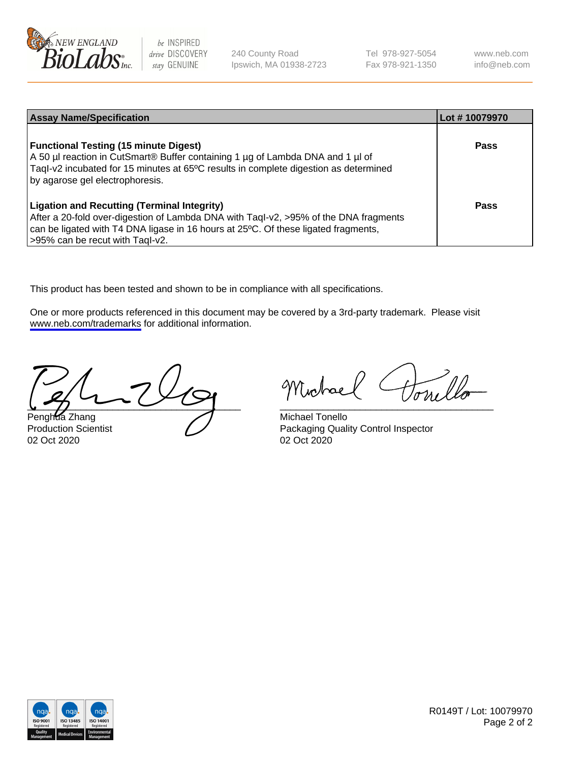| Assay Name/Specification | Lot # 10079970 |
|---|---|
| **Functional Testing (15 minute Digest)**<br>A 50 µl reaction in CutSmart® Buffer containing 1 µg of Lambda DNA and 1 µl of TaqI-v2 incubated for 15 minutes at 65ºC results in complete digestion as determined by agarose gel electrophoresis. | **Pass** |
| **Ligation and Recutting (Terminal Integrity)**<br>After a 20-fold over-digestion of Lambda DNA with TaqI-v2, >95% of the DNA fragments can be ligated with T4 DNA ligase in 16 hours at 25ºC. Of these ligated fragments, >95% can be recut with TaqI-v2. | **Pass** |

This product has been tested and shown to be in compliance with all specifications.

One or more products referenced in this document may be covered by a 3rd-party trademark. Please visit www.neb.com/trademarks for additional information.

Penghua Zhang
Production Scientist
02 Oct 2020

Michael Tonello
Packaging Quality Control Inspector
02 Oct 2020

R0149T / Lot: 10079970